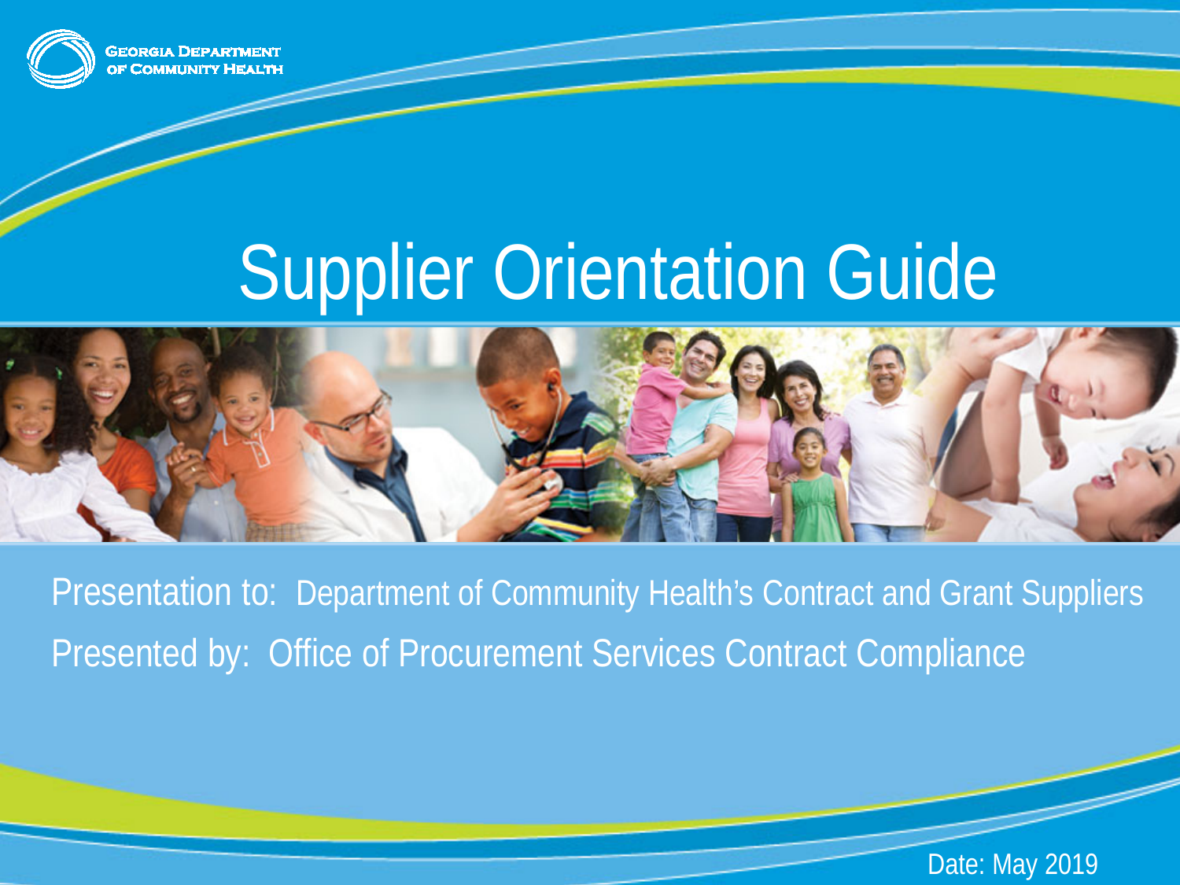Georgia Department of Community Health

# Supplier Orientation Guide

Presentation to: Department of Community Health's Contract and Grant Suppliers

Presented by: Office of Procurement Services Contract Compliance

Date: May 2019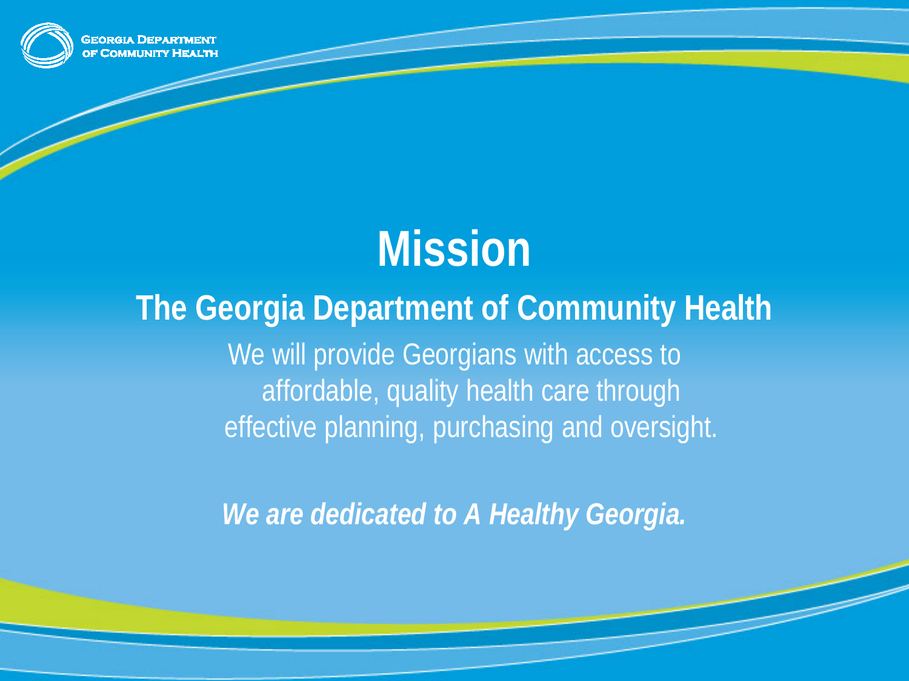# Mission

## The Georgia Department of Community Health

We will provide Georgians with access to affordable, quality health care through effective planning, purchasing and oversight.

***We are dedicated to A Healthy Georgia.***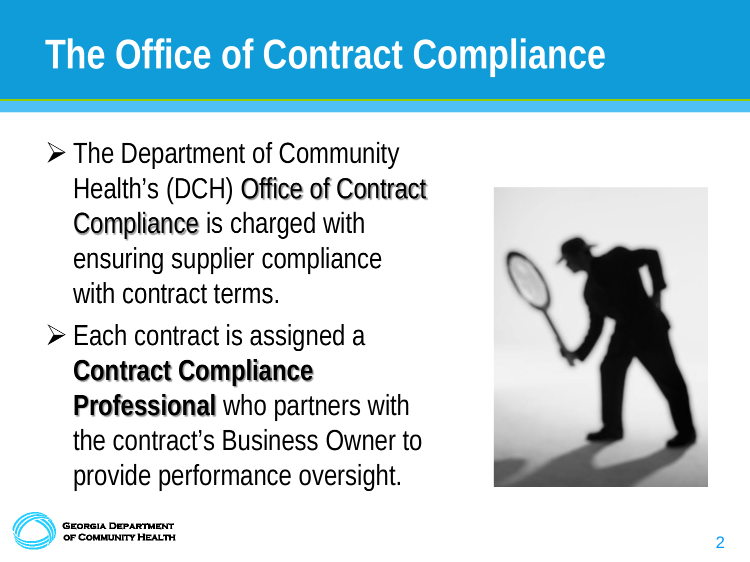# The Office of Contract Compliance

- The Department of Community Health's (DCH) Office of Contract Compliance is charged with ensuring supplier compliance with contract terms.
- Each contract is assigned a **Contract Compliance Professional** who partners with the contract's Business Owner to provide performance oversight.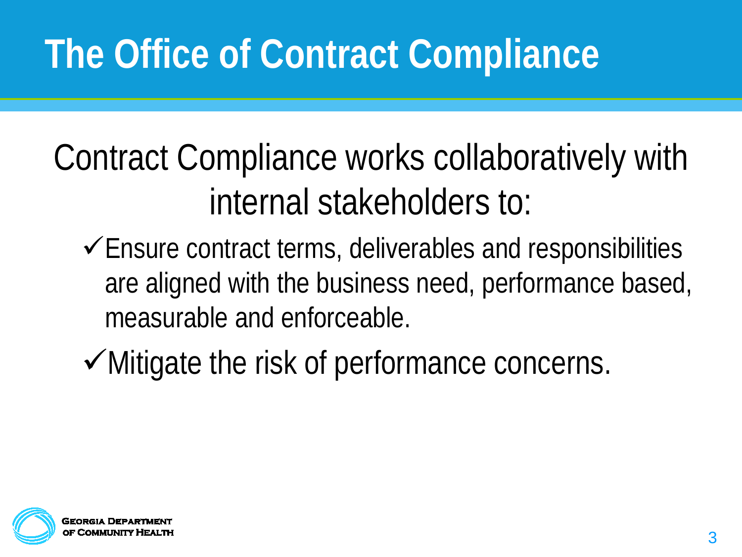# The Office of Contract Compliance

Contract Compliance works collaboratively with internal stakeholders to:

- ✓Ensure contract terms, deliverables and responsibilities are aligned with the business need, performance based, measurable and enforceable.
- ✓Mitigate the risk of performance concerns.

Georgia Department of Community Health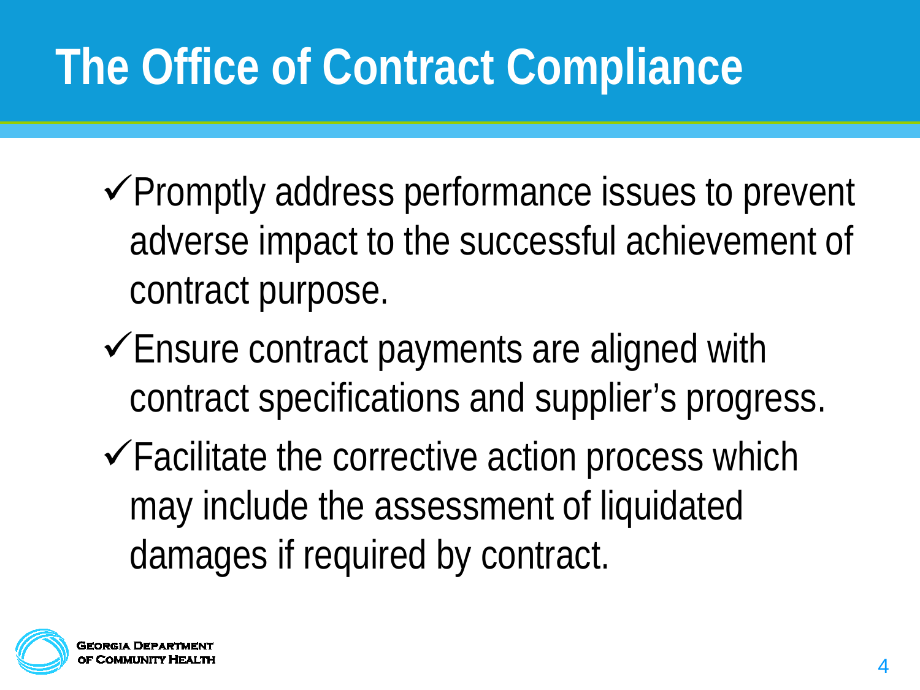# The Office of Contract Compliance

- ✓Promptly address performance issues to prevent adverse impact to the successful achievement of contract purpose.
- ✓Ensure contract payments are aligned with contract specifications and supplier's progress.
- ✓Facilitate the corrective action process which may include the assessment of liquidated damages if required by contract.

Georgia Department of Community Health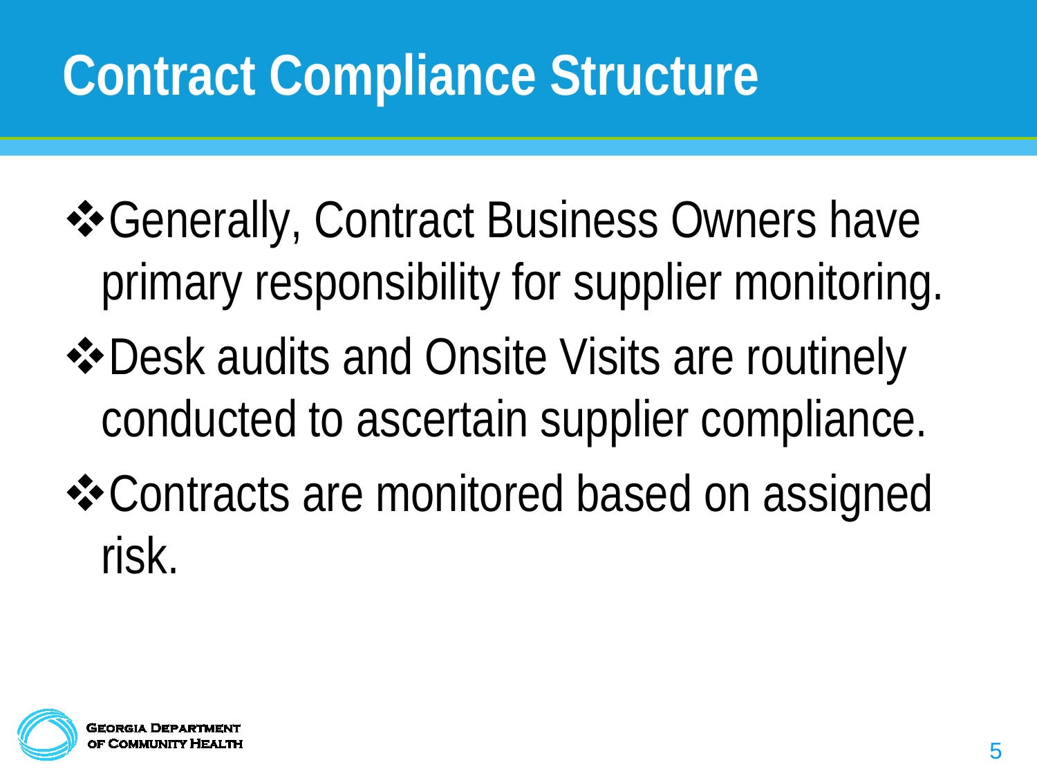# Contract Compliance Structure

- Generally, Contract Business Owners have primary responsibility for supplier monitoring.
- Desk audits and Onsite Visits are routinely conducted to ascertain supplier compliance.
- Contracts are monitored based on assigned risk.

Georgia Department of Community Health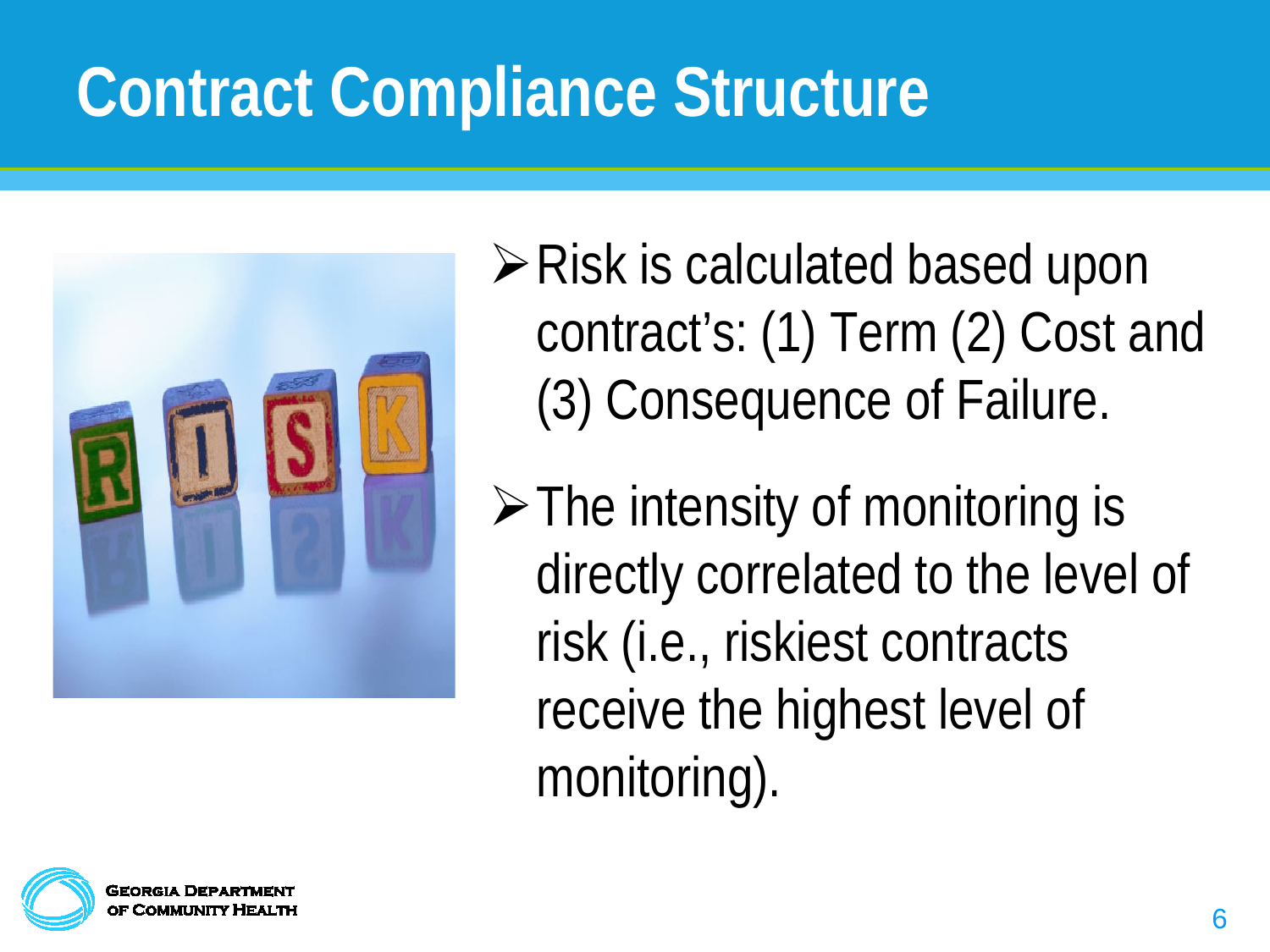# Contract Compliance Structure

- Risk is calculated based upon contract's: (1) Term (2) Cost and (3) Consequence of Failure.
- The intensity of monitoring is directly correlated to the level of risk (i.e., riskiest contracts receive the highest level of monitoring).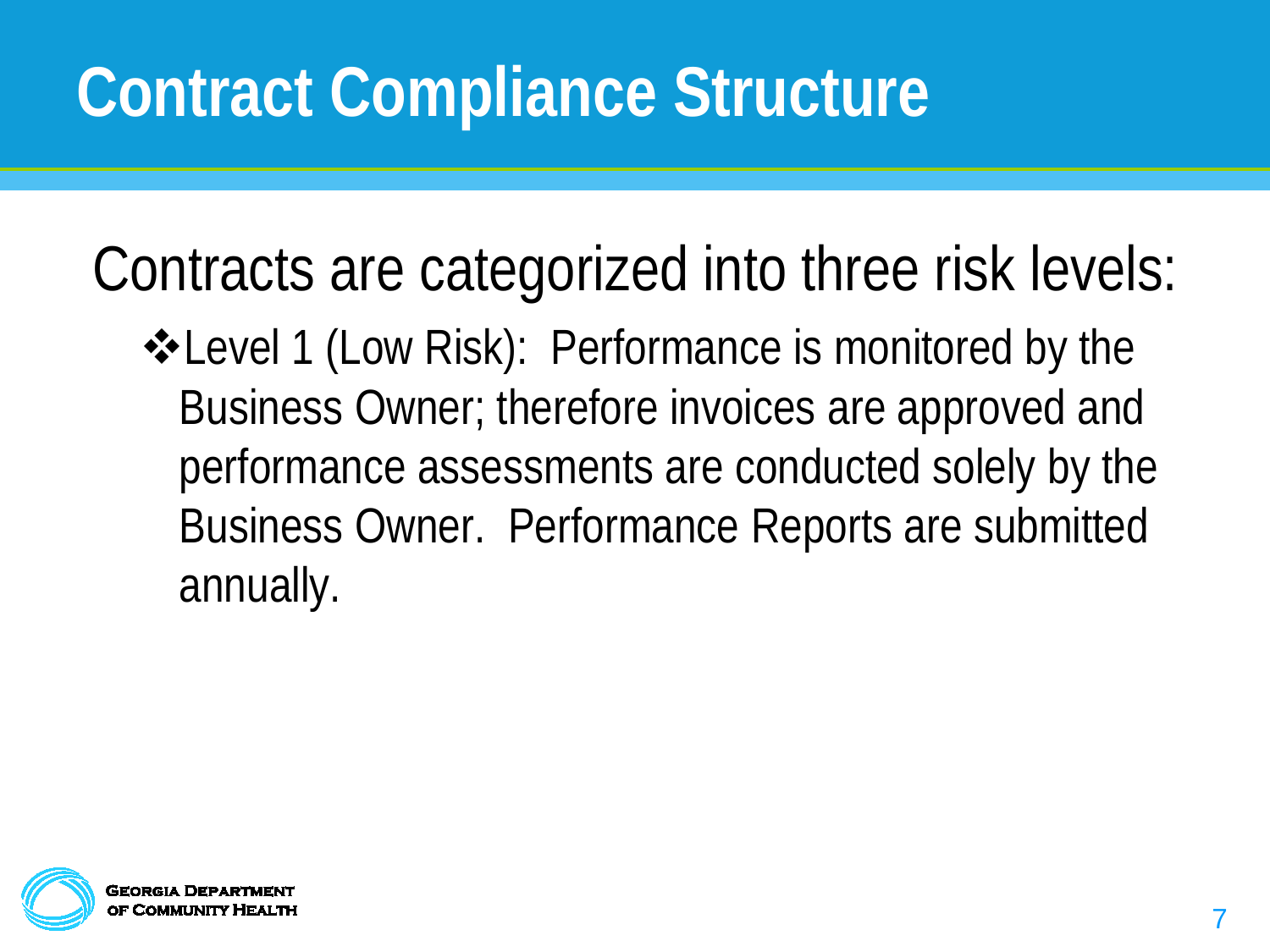# Contract Compliance Structure

Contracts are categorized into three risk levels:

- ❖Level 1 (Low Risk): Performance is monitored by the Business Owner; therefore invoices are approved and performance assessments are conducted solely by the Business Owner. Performance Reports are submitted annually.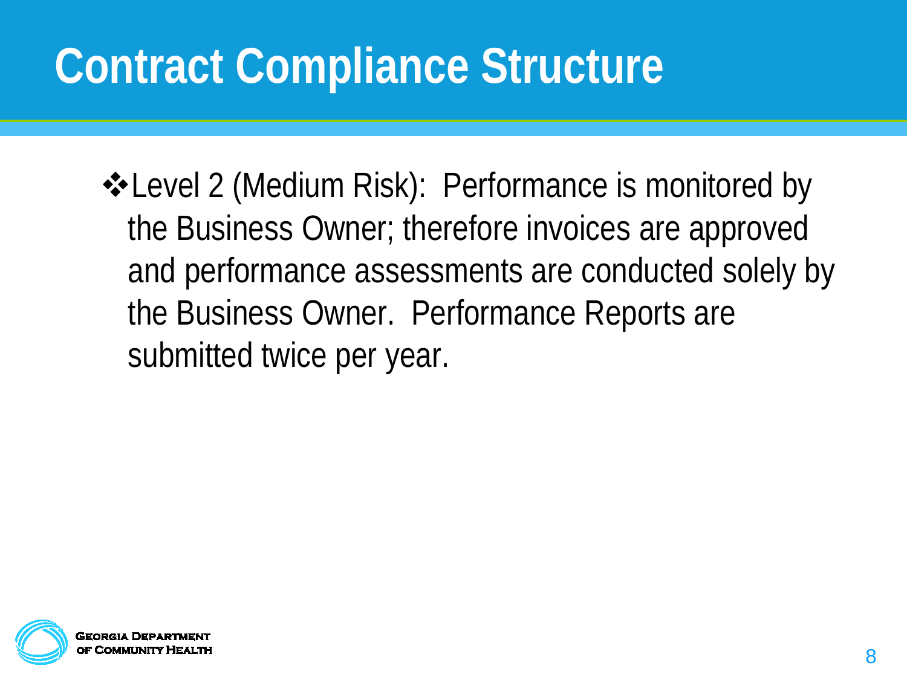# Contract Compliance Structure

- Level 2 (Medium Risk): Performance is monitored by the Business Owner; therefore invoices are approved and performance assessments are conducted solely by the Business Owner. Performance Reports are submitted twice per year.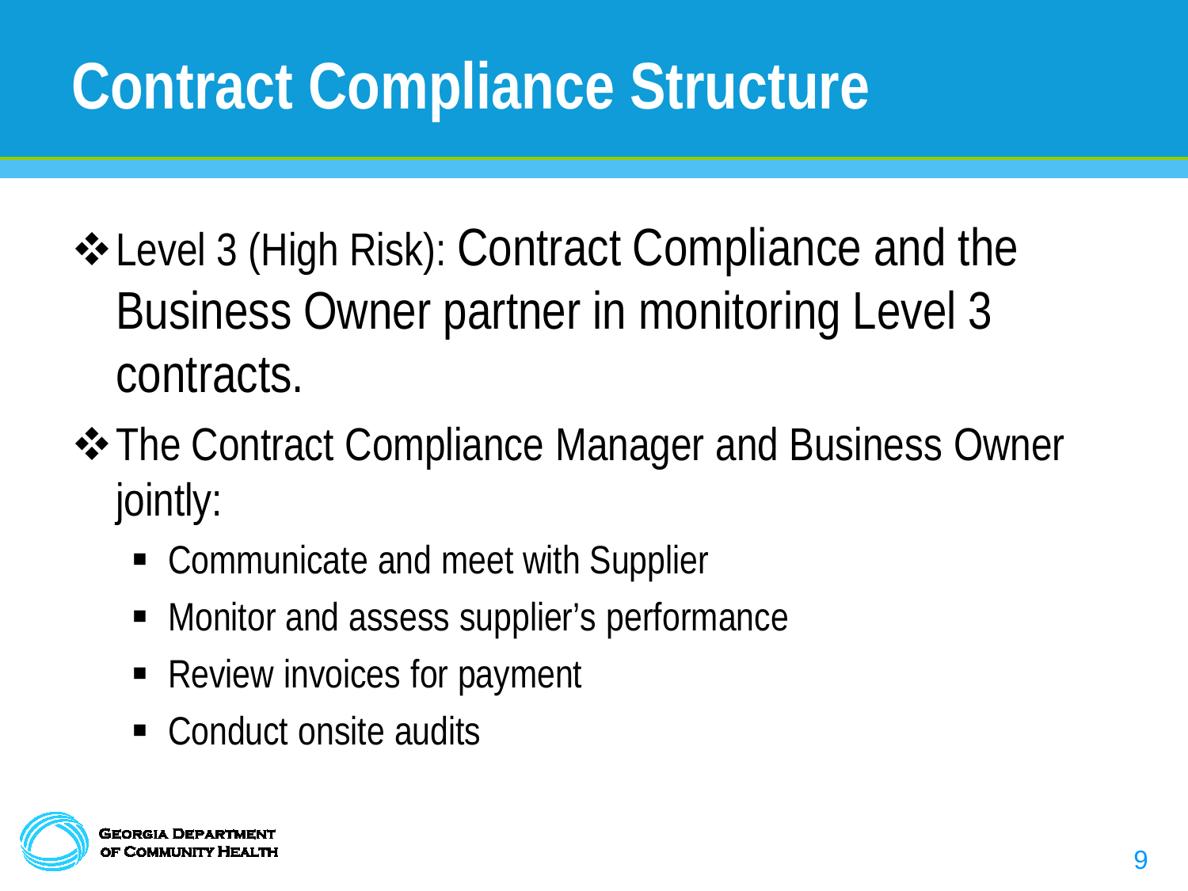# Contract Compliance Structure

- Level 3 (High Risk): Contract Compliance and the Business Owner partner in monitoring Level 3 contracts.
- The Contract Compliance Manager and Business Owner jointly:
  - Communicate and meet with Supplier
  - Monitor and assess supplier's performance
  - Review invoices for payment
  - Conduct onsite audits

Georgia Department of Community Health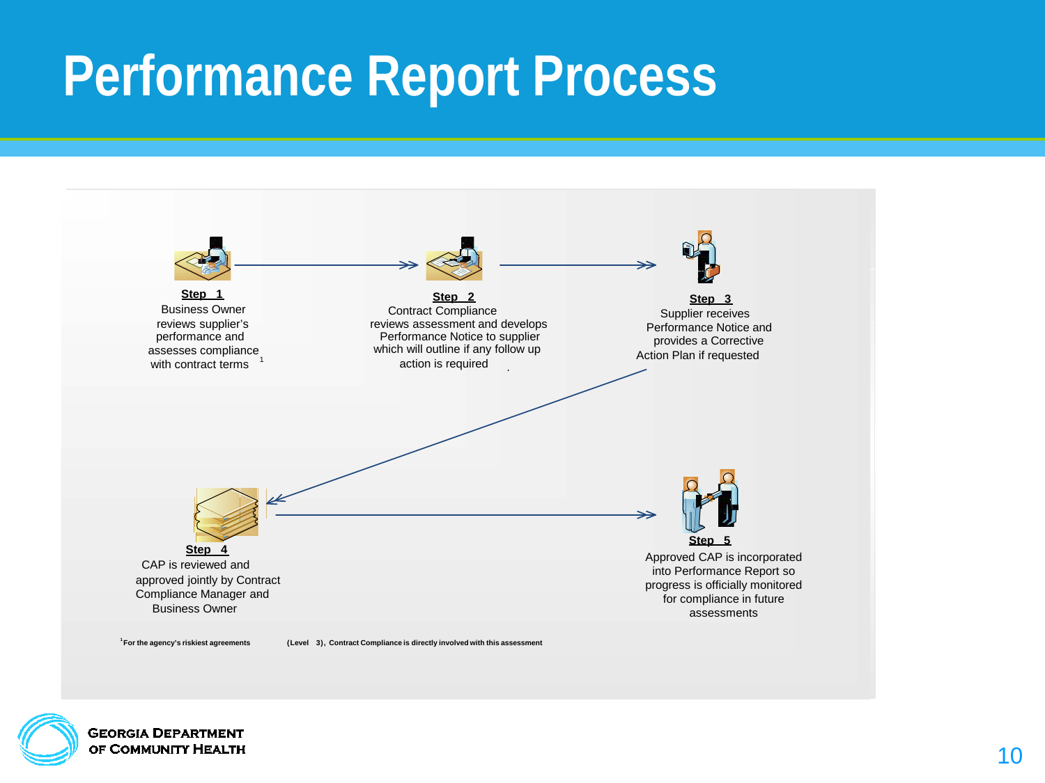# Performance Report Process

**Step 1**
Business Owner reviews supplier's performance and assesses compliance with contract terms [1]

**Step 2**
Contract Compliance reviews assessment and develops Performance Notice to supplier which will outline if any follow up action is required

**Step 3**
Supplier receives Performance Notice and provides a Corrective Action Plan if requested

**Step 4**
CAP is reviewed and approved jointly by Contract Compliance Manager and Business Owner

**Step 5**
Approved CAP is incorporated into Performance Report so progress is officially monitored for compliance in future assessments

[1] For the agency's riskiest agreements (Level 3), Contract Compliance is directly involved with this assessment

GEORGIA DEPARTMENT OF COMMUNITY HEALTH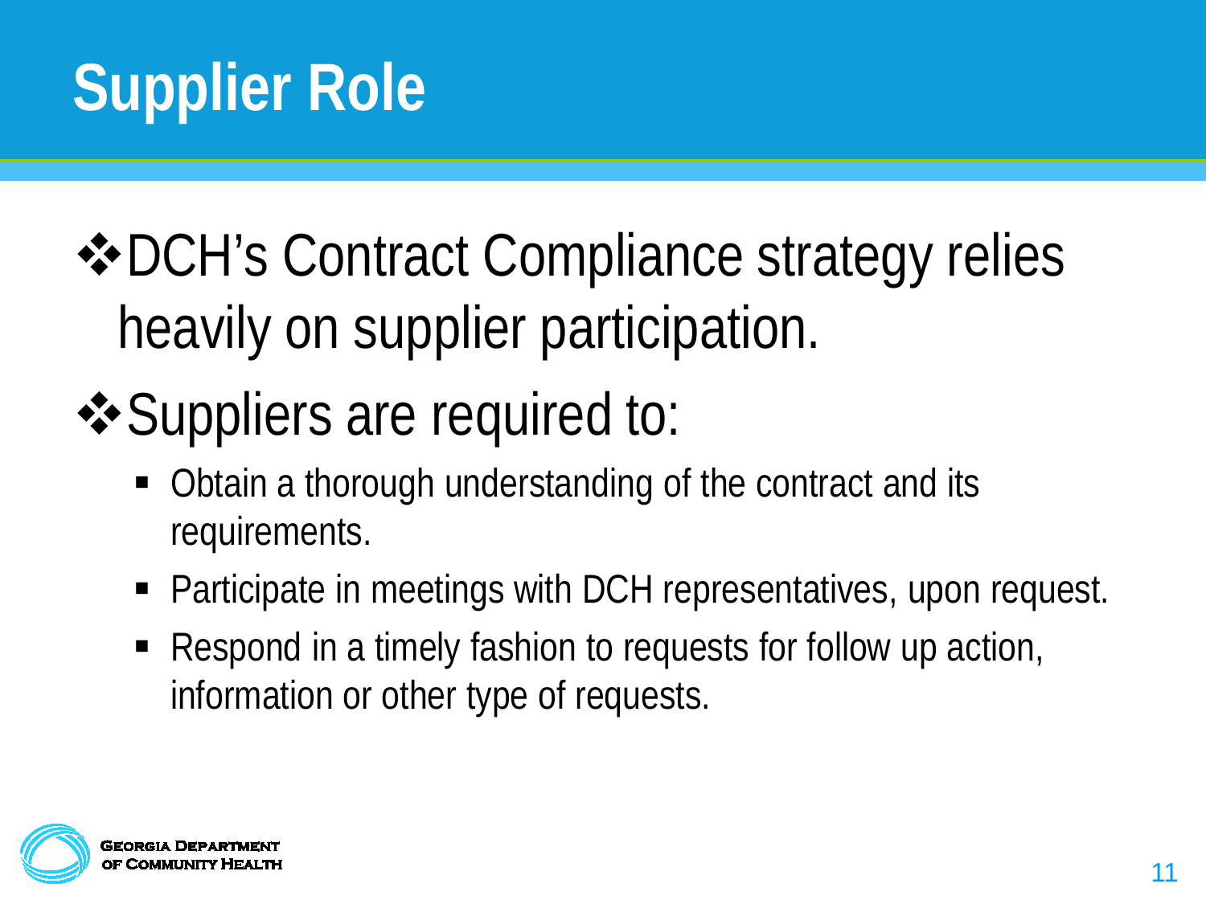# Supplier Role

- DCH's Contract Compliance strategy relies heavily on supplier participation.
- Suppliers are required to:
  - Obtain a thorough understanding of the contract and its requirements.
  - Participate in meetings with DCH representatives, upon request.
  - Respond in a timely fashion to requests for follow up action, information or other type of requests.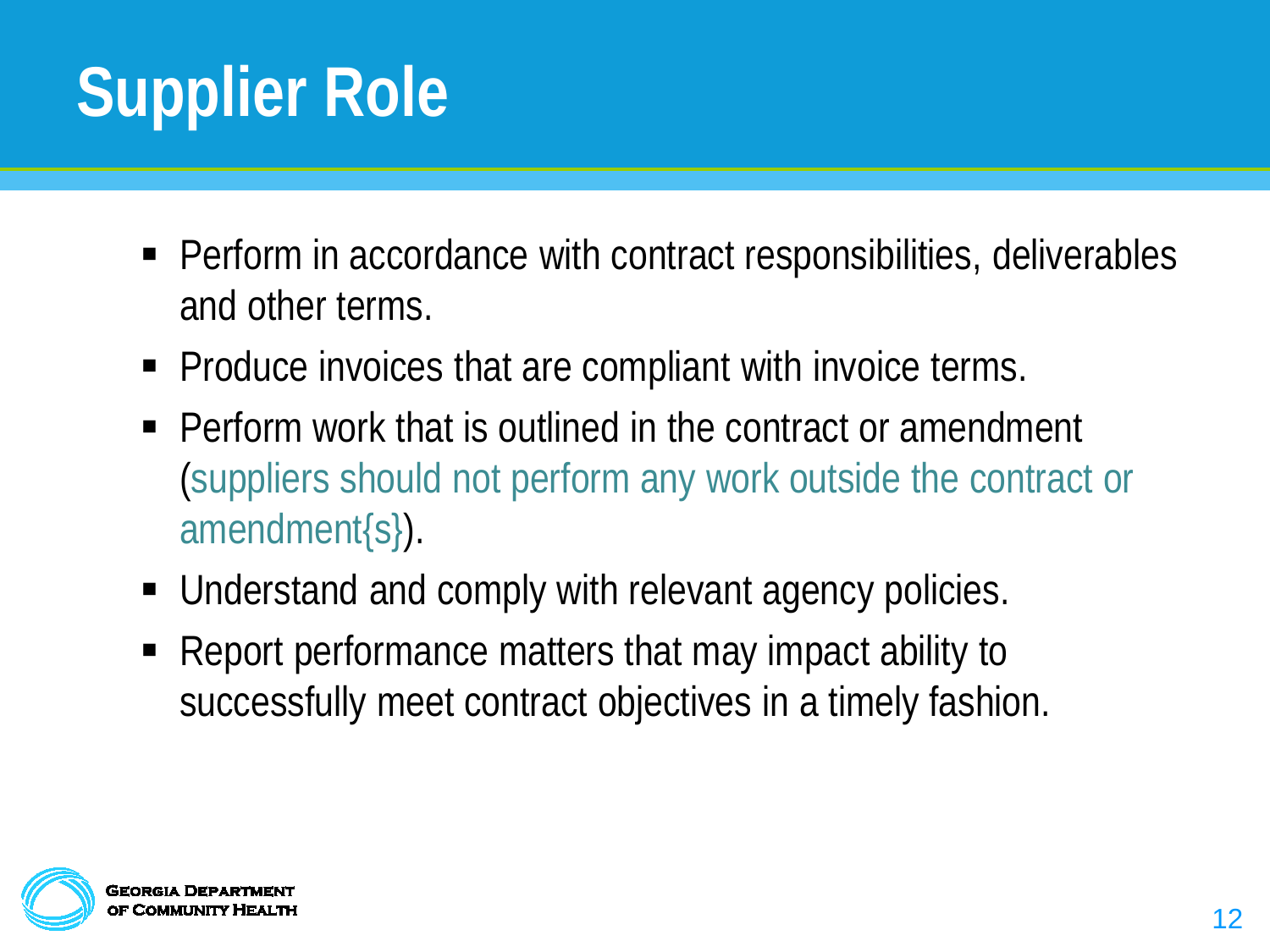# Supplier Role

- Perform in accordance with contract responsibilities, deliverables and other terms.
- Produce invoices that are compliant with invoice terms.
- Perform work that is outlined in the contract or amendment (suppliers should not perform any work outside the contract or amendment{s}).
- Understand and comply with relevant agency policies.
- Report performance matters that may impact ability to successfully meet contract objectives in a timely fashion.

Georgia Department of Community Health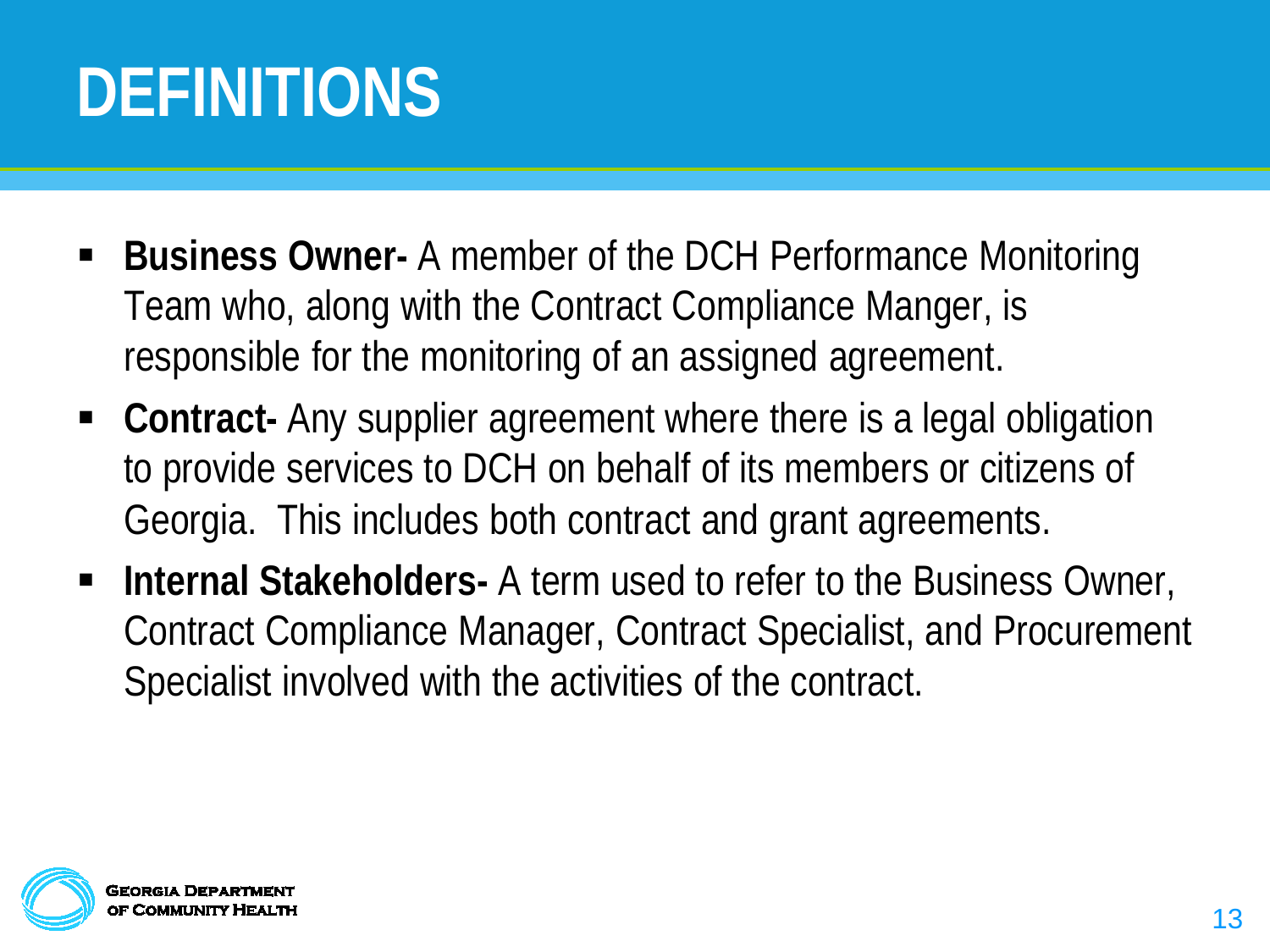# DEFINITIONS

- **Business Owner-** A member of the DCH Performance Monitoring Team who, along with the Contract Compliance Manger, is responsible for the monitoring of an assigned agreement.
- **Contract-** Any supplier agreement where there is a legal obligation to provide services to DCH on behalf of its members or citizens of Georgia. This includes both contract and grant agreements.
- **Internal Stakeholders-** A term used to refer to the Business Owner, Contract Compliance Manager, Contract Specialist, and Procurement Specialist involved with the activities of the contract.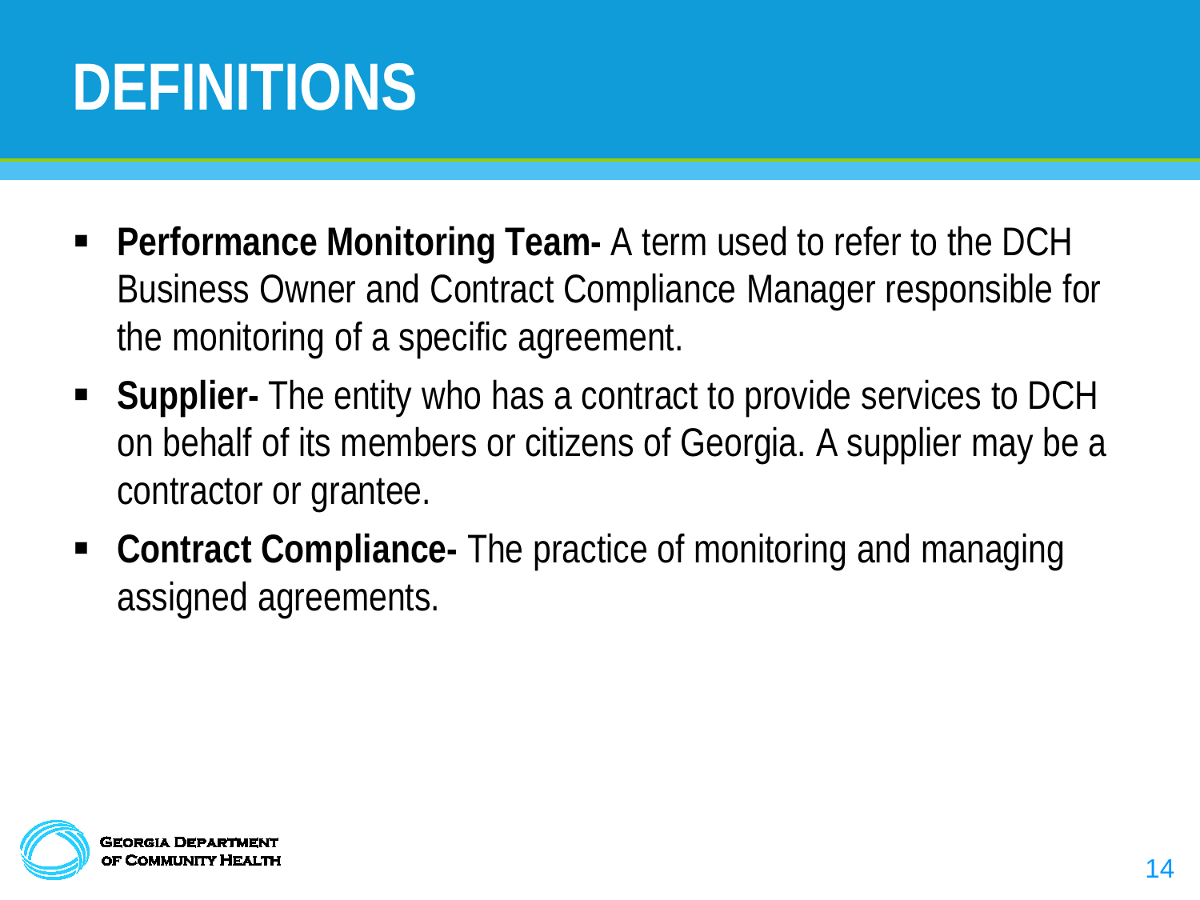# DEFINITIONS

- **Performance Monitoring Team-** A term used to refer to the DCH Business Owner and Contract Compliance Manager responsible for the monitoring of a specific agreement.
- **Supplier-** The entity who has a contract to provide services to DCH on behalf of its members or citizens of Georgia. A supplier may be a contractor or grantee.
- **Contract Compliance-** The practice of monitoring and managing assigned agreements.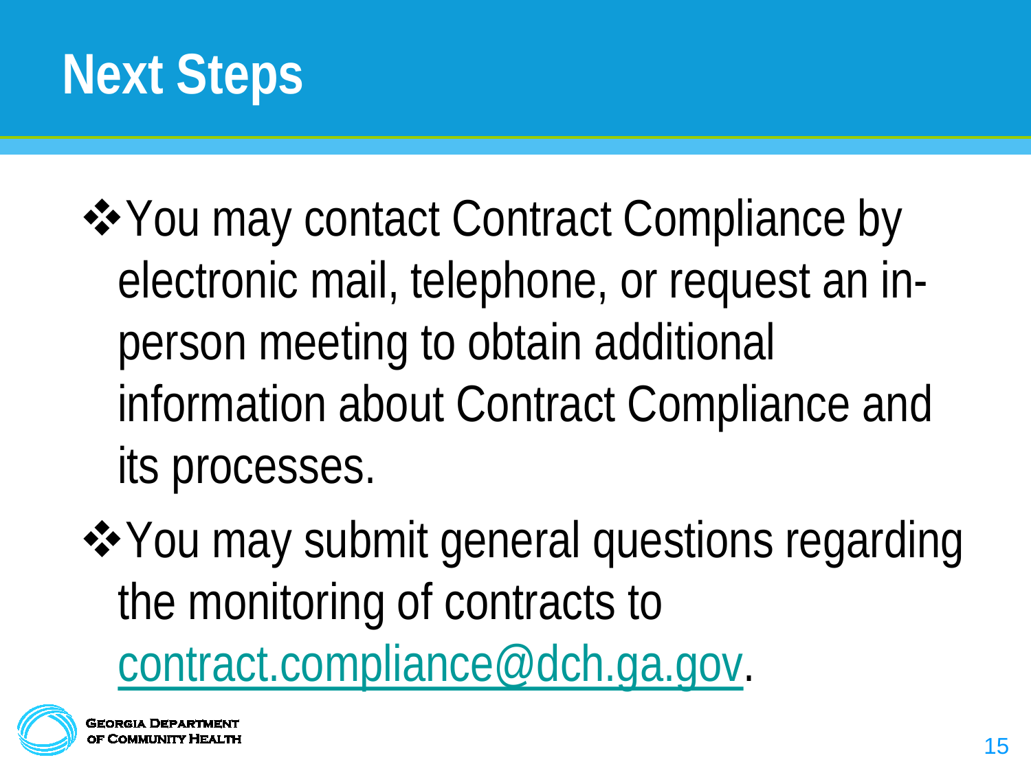# Next Steps

- You may contact Contract Compliance by electronic mail, telephone, or request an in-person meeting to obtain additional information about Contract Compliance and its processes.
- You may submit general questions regarding the monitoring of contracts to contract.compliance@dch.ga.gov.

Georgia Department of Community Health